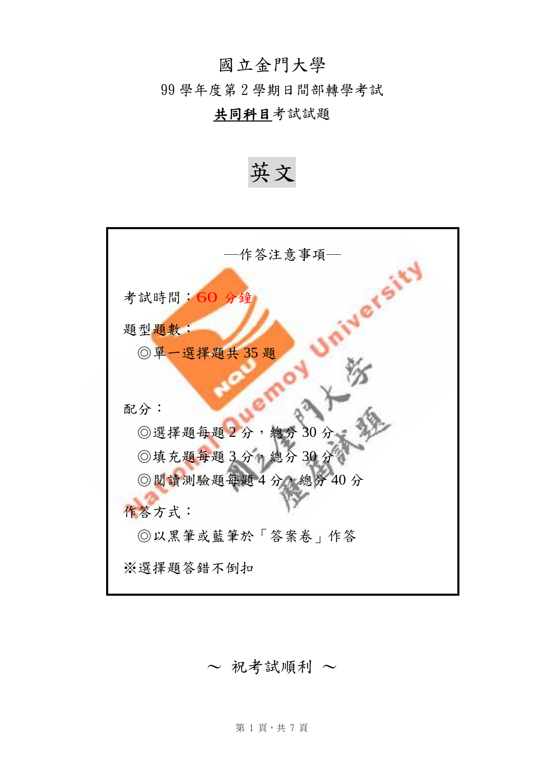# 國立金門大學

## 99 學年度第 2 學期日間部轉學考試

## **共同科目**考試試題

# 英文

—作答注意事項—

考試時間：60 分鐘

題型題數：

◎單一選擇題共 35 題

配分：

◎選擇題每題 2 分，總分 30 分

◎填充題每題 3 分，總分 30 分

◎閱讀測驗題每題 4 分，總分 40 分

作答方式：

◎以黑筆或藍筆於「答案卷」作答

※選擇題答錯不倒扣

～ 祝考試順利 ～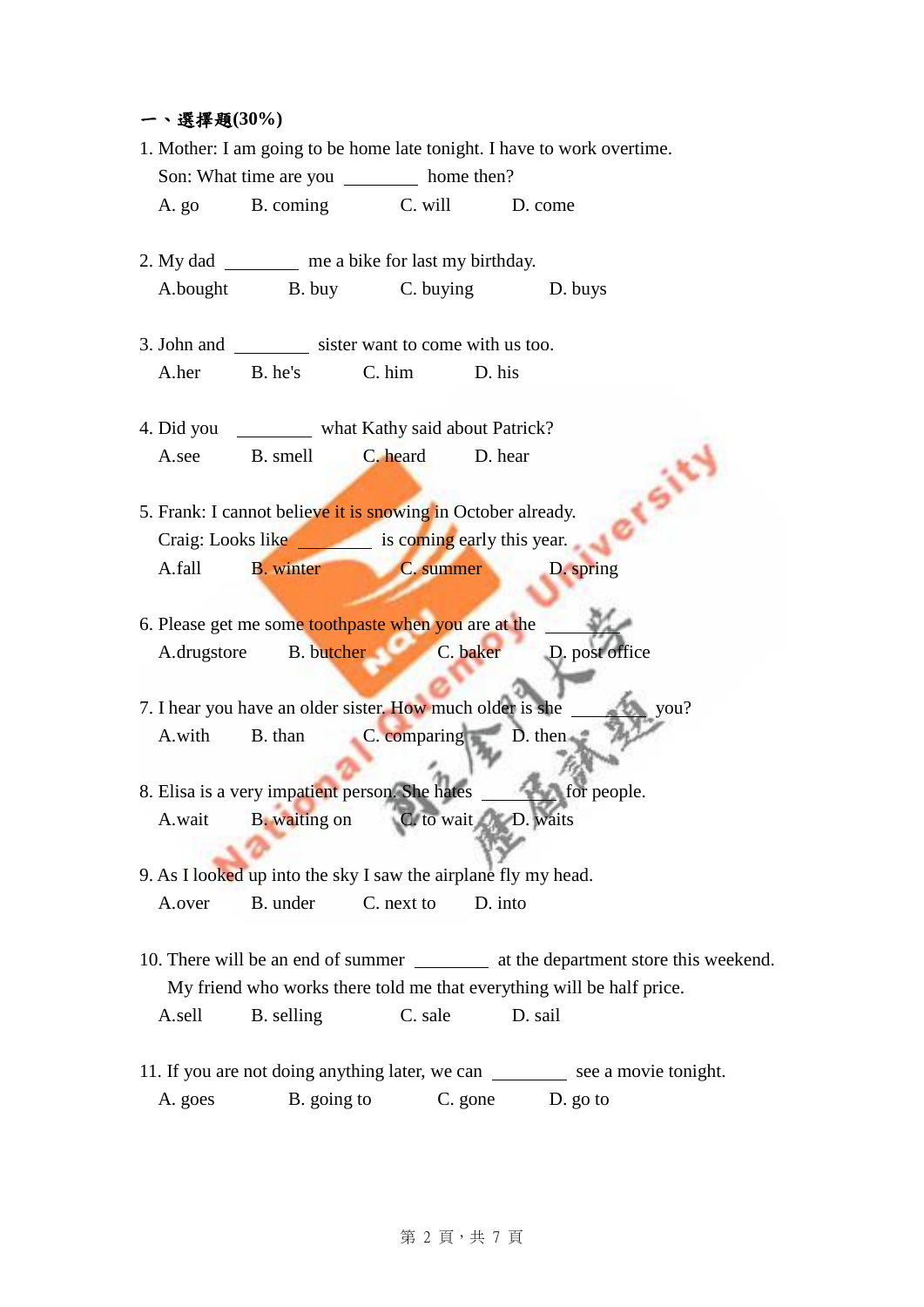## 一、選擇題(30%)

1. Mother: I am going to be home late tonight. I have to work overtime.
   Son: What time are you ________ home then?
   A. go  B. coming  C. will  D. come

2. My dad ________ me a bike for last my birthday.
   A.bought  B. buy  C. buying  D. buys

3. John and ________ sister want to come with us too.
   A.her  B. he's  C. him  D. his

4. Did you ________ what Kathy said about Patrick?
   A.see  B. smell  C. heard  D. hear

5. Frank: I cannot believe it is snowing in October already.
   Craig: Looks like ________ is coming early this year.
   A.fall  B. winter  C. summer  D. spring

6. Please get me some toothpaste when you are at the ________
   A.drugstore  B. butcher  C. baker  D. post office

7. I hear you have an older sister. How much older is she ________ you?
   A.with  B. than  C. comparing  D. then

8. Elisa is a very impatient person. She hates ________ for people.
   A.wait  B. waiting on  C. to wait  D. waits

9. As I looked up into the sky I saw the airplane fly my head.
   A.over  B. under  C. next to  D. into

10. There will be an end of summer ________ at the department store this weekend.
    My friend who works there told me that everything will be half price.
    A.sell  B. selling  C. sale  D. sail

11. If you are not doing anything later, we can ________ see a movie tonight.
    A. goes  B. going to  C. gone  D. go to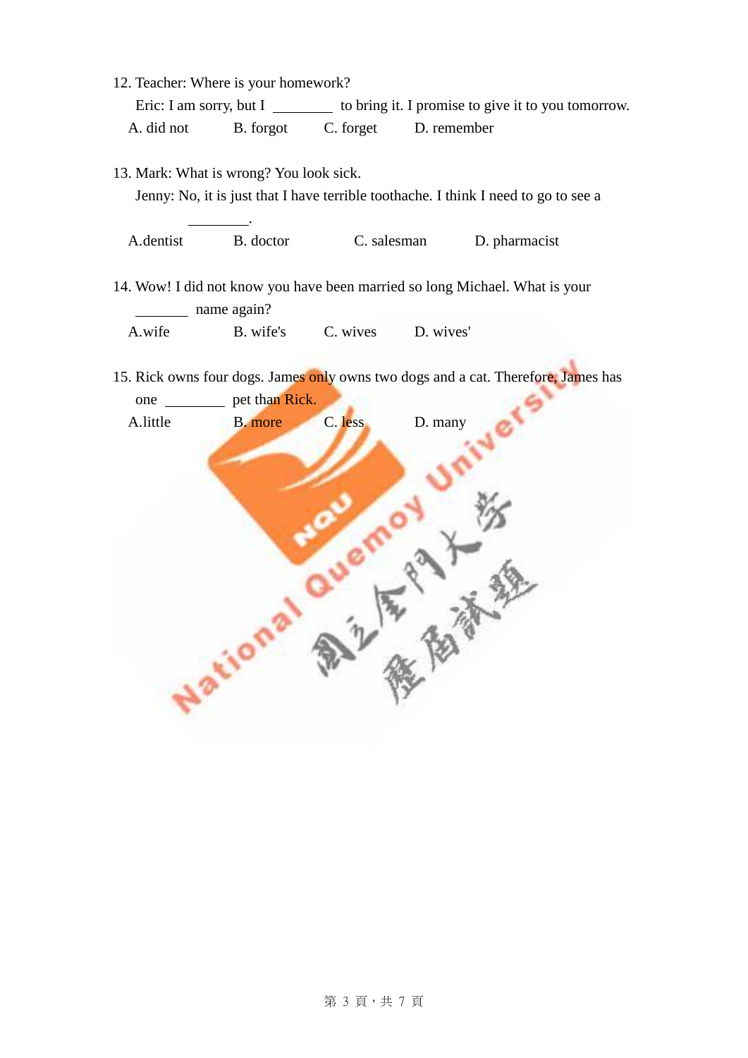12. Teacher: Where is your homework?

Eric: I am sorry, but I ________ to bring it. I promise to give it to you tomorrow.

A. did not B. forgot C. forget D. remember

13. Mark: What is wrong? You look sick.

Jenny: No, it is just that I have terrible toothache. I think I need to go to see a ________.

A.dentist B. doctor C. salesman D. pharmacist

14. Wow! I did not know you have been married so long Michael. What is your ________ name again?

A.wife B. wife's C. wives D. wives'

15. Rick owns four dogs. James only owns two dogs and a cat. Therefore, James has one ________ pet than Rick.

A.little B. more C. less D. many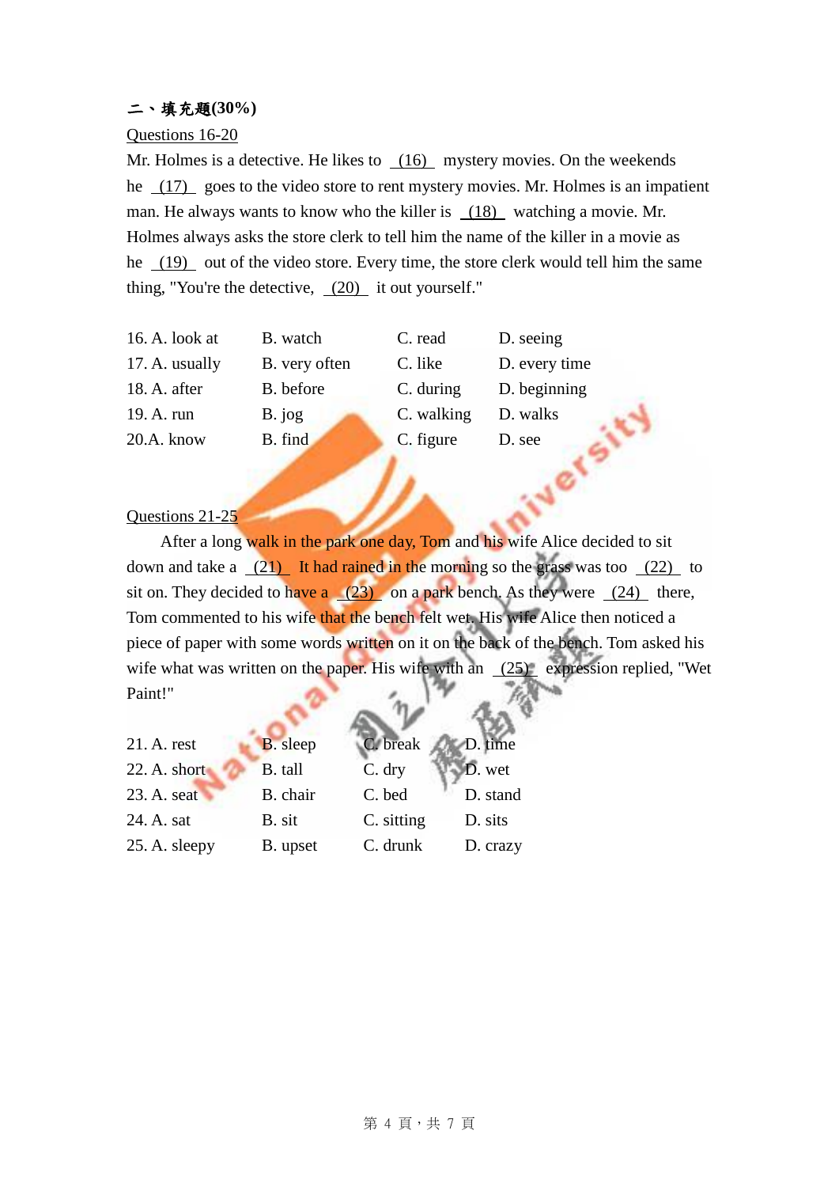**二、填充題(30%)**

Questions 16-20

Mr. Holmes is a detective. He likes to __(16)__ mystery movies. On the weekends he __(17)__ goes to the video store to rent mystery movies. Mr. Holmes is an impatient man. He always wants to know who the killer is __(18)__ watching a movie. Mr. Holmes always asks the store clerk to tell him the name of the killer in a movie as he __(19)__ out of the video store. Every time, the store clerk would tell him the same thing, "You're the detective, __(20)__ it out yourself."

16. A. look at B. watch C. read D. seeing
17. A. usually B. very often C. like D. every time
18. A. after B. before C. during D. beginning
19. A. run B. jog C. walking D. walks
20. A. know B. find C. figure D. see

Questions 21-25

After a long walk in the park one day, Tom and his wife Alice decided to sit down and take a __(21)__ It had rained in the morning so the grass was too __(22)__ to sit on. They decided to have a __(23)__ on a park bench. As they were __(24)__ there, Tom commented to his wife that the bench felt wet. His wife Alice then noticed a piece of paper with some words written on it on the back of the bench. Tom asked his wife what was written on the paper. His wife with an __(25)__ expression replied, "Wet Paint!"

21. A. rest B. sleep C. break D. time
22. A. short B. tall C. dry D. wet
23. A. seat B. chair C. bed D. stand
24. A. sat B. sit C. sitting D. sits
25. A. sleepy B. upset C. drunk D. crazy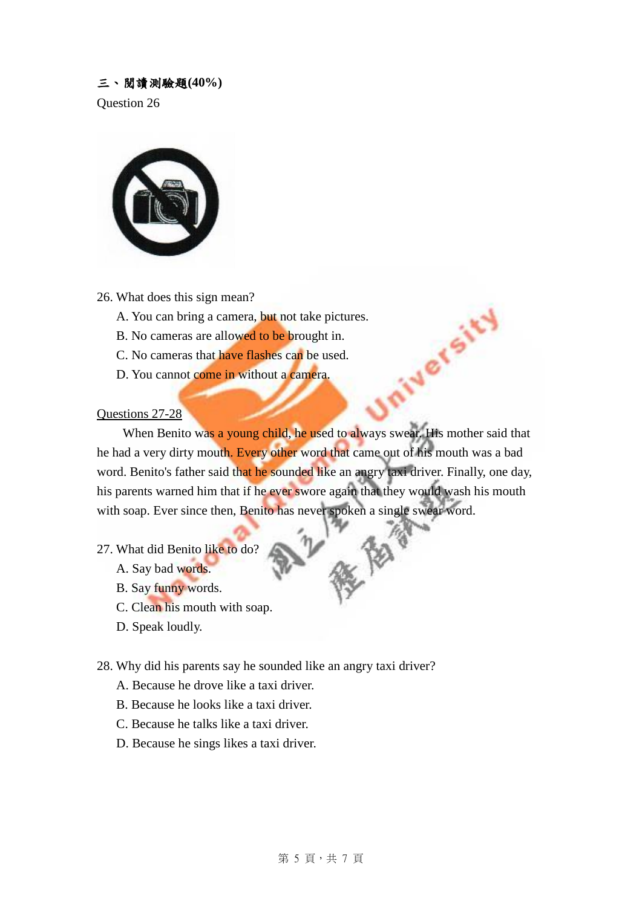**三、閱讀測驗題(40%)**

Question 26

26. What does this sign mean?

A. You can bring a camera, but not take pictures.
B. No cameras are allowed to be brought in.
C. No cameras that have flashes can be used.
D. You cannot come in without a camera.

<u>Questions 27-28</u>

When Benito was a young child, he used to always swear. His mother said that he had a very dirty mouth. Every other word that came out of his mouth was a bad word. Benito's father said that he sounded like an angry taxi driver. Finally, one day, his parents warned him that if he ever swore again that they would wash his mouth with soap. Ever since then, Benito has never spoken a single swear word.

27. What did Benito like to do?

A. Say bad words.
B. Say funny words.
C. Clean his mouth with soap.
D. Speak loudly.

28. Why did his parents say he sounded like an angry taxi driver?

A. Because he drove like a taxi driver.
B. Because he looks like a taxi driver.
C. Because he talks like a taxi driver.
D. Because he sings likes a taxi driver.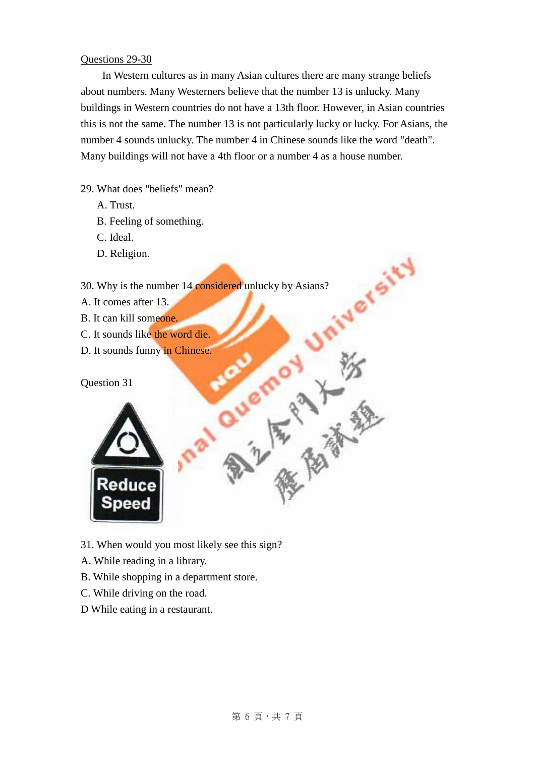<u>Questions 29-30</u>

In Western cultures as in many Asian cultures there are many strange beliefs about numbers. Many Westerners believe that the number 13 is unlucky. Many buildings in Western countries do not have a 13th floor. However, in Asian countries this is not the same. The number 13 is not particularly lucky or lucky. For Asians, the number 4 sounds unlucky. The number 4 in Chinese sounds like the word "death". Many buildings will not have a 4th floor or a number 4 as a house number.

29. What does "beliefs" mean?
   A. Trust.
   B. Feeling of something.
   C. Ideal.
   D. Religion.

30. Why is the number 14 considered unlucky by Asians?
A. It comes after 13.
B. It can kill someone.
C. It sounds like the word die.
D. It sounds funny in Chinese.

Question 31

Reduce Speed

31. When would you most likely see this sign?
A. While reading in a library.
B. While shopping in a department store.
C. While driving on the road.
D While eating in a restaurant.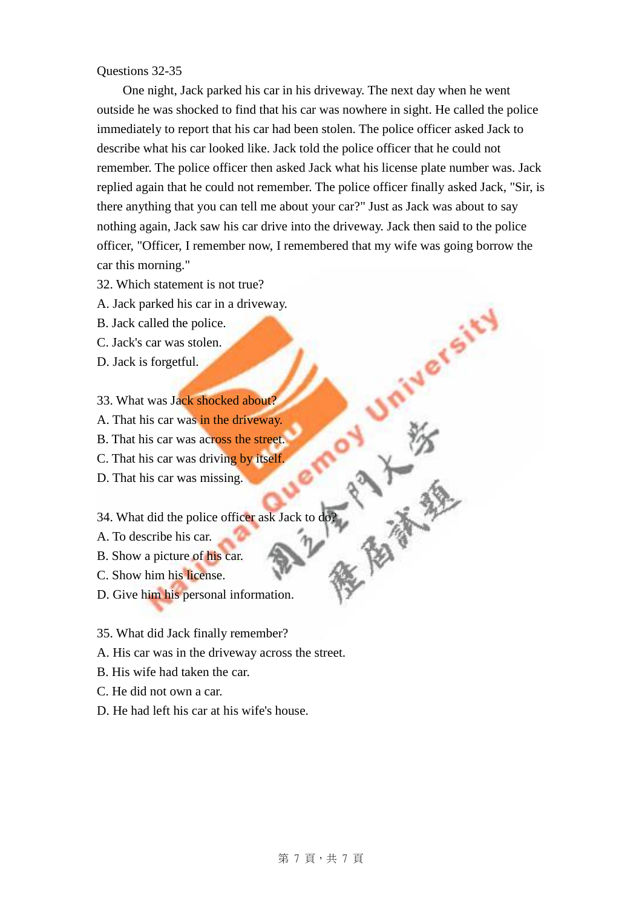Questions 32-35

One night, Jack parked his car in his driveway. The next day when he went outside he was shocked to find that his car was nowhere in sight. He called the police immediately to report that his car had been stolen. The police officer asked Jack to describe what his car looked like. Jack told the police officer that he could not remember. The police officer then asked Jack what his license plate number was. Jack replied again that he could not remember. The police officer finally asked Jack, "Sir, is there anything that you can tell me about your car?" Just as Jack was about to say nothing again, Jack saw his car drive into the driveway. Jack then said to the police officer, "Officer, I remember now, I remembered that my wife was going borrow the car this morning."

32. Which statement is not true?
A. Jack parked his car in a driveway.
B. Jack called the police.
C. Jack's car was stolen.
D. Jack is forgetful.

33. What was Jack shocked about?
A. That his car was in the driveway.
B. That his car was across the street.
C. That his car was driving by itself.
D. That his car was missing.

34. What did the police officer ask Jack to do?
A. To describe his car.
B. Show a picture of his car.
C. Show him his license.
D. Give him his personal information.

35. What did Jack finally remember?
A. His car was in the driveway across the street.
B. His wife had taken the car.
C. He did not own a car.
D. He had left his car at his wife's house.